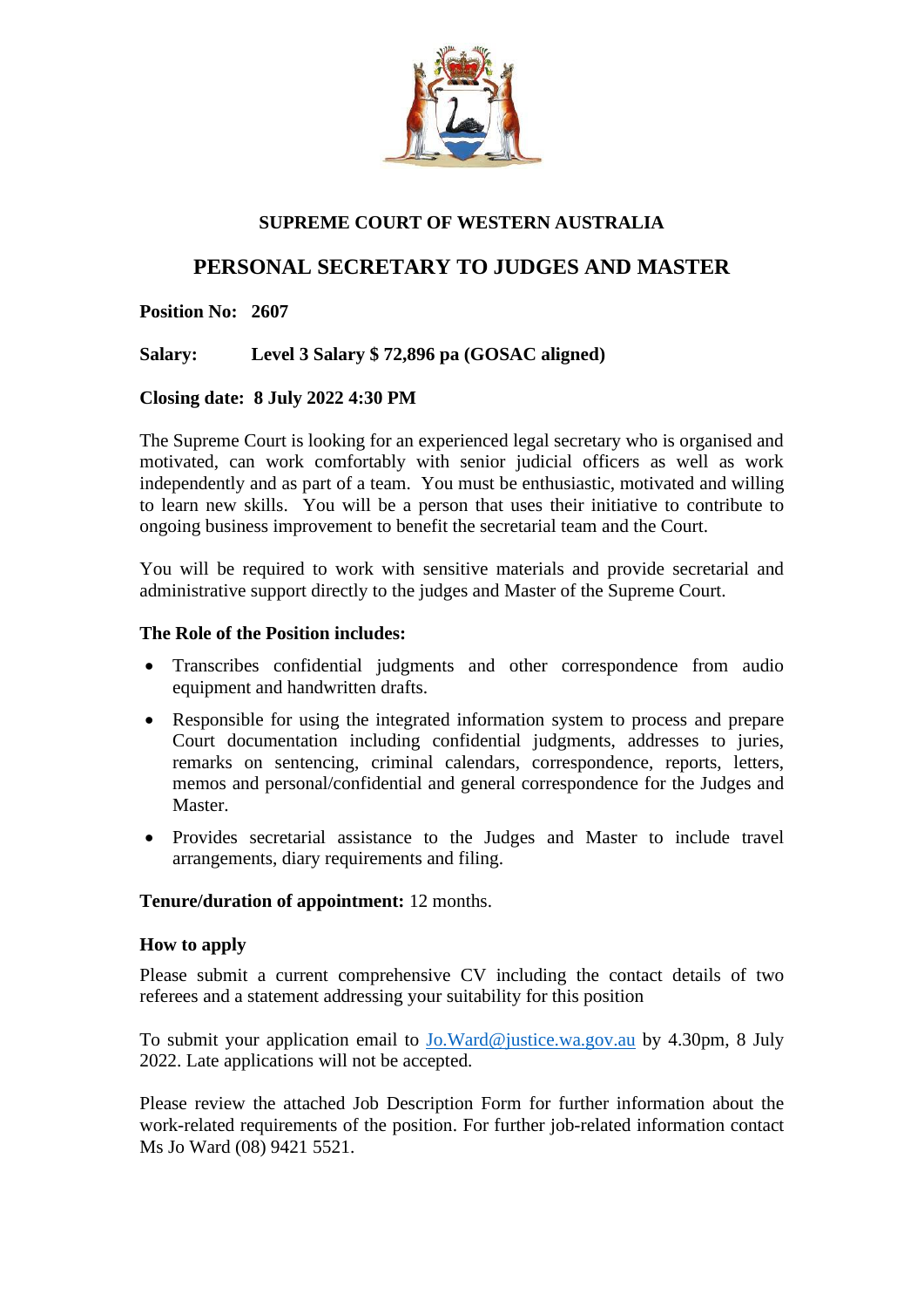## SUPREME COURT OF WESTERN AUSTRALIA

# PERSONAL SECRETARY TO JUDGES AND MASTER

**Position No: 2607**

**Salary: Level 3 Salary $ 72,896 pa (GOSAC aligned)**

**Closing date: 8 July 2022 4:30 PM**

The Supreme Court is looking for an experienced legal secretary who is organised and motivated, can work comfortably with senior judicial officers as well as work independently and as part of a team. You must be enthusiastic, motivated and willing to learn new skills. You will be a person that uses their initiative to contribute to ongoing business improvement to benefit the secretarial team and the Court.

You will be required to work with sensitive materials and provide secretarial and administrative support directly to the judges and Master of the Supreme Court.

**The Role of the Position includes:**

- Transcribes confidential judgments and other correspondence from audio equipment and handwritten drafts.
- Responsible for using the integrated information system to process and prepare Court documentation including confidential judgments, addresses to juries, remarks on sentencing, criminal calendars, correspondence, reports, letters, memos and personal/confidential and general correspondence for the Judges and Master.
- Provides secretarial assistance to the Judges and Master to include travel arrangements, diary requirements and filing.

**Tenure/duration of appointment:** 12 months.

**How to apply**

Please submit a current comprehensive CV including the contact details of two referees and a statement addressing your suitability for this position

To submit your application email to Jo.Ward@justice.wa.gov.au by 4.30pm, 8 July 2022. Late applications will not be accepted.

Please review the attached Job Description Form for further information about the work-related requirements of the position. For further job-related information contact Ms Jo Ward (08) 9421 5521.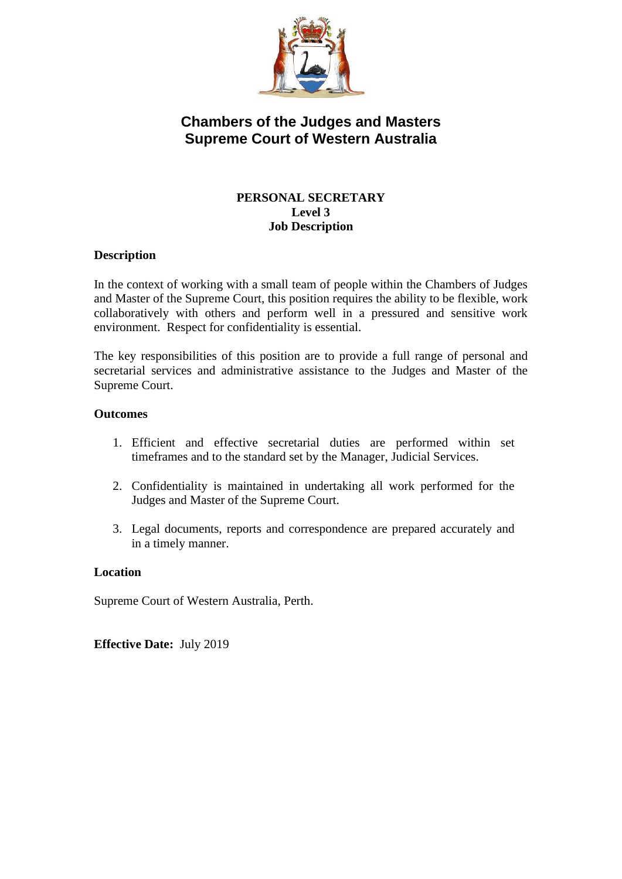# Chambers of the Judges and Masters
# Supreme Court of Western Australia

**PERSONAL SECRETARY**
**Level 3**
**Job Description**

**Description**

In the context of working with a small team of people within the Chambers of Judges and Master of the Supreme Court, this position requires the ability to be flexible, work collaboratively with others and perform well in a pressured and sensitive work environment. Respect for confidentiality is essential.

The key responsibilities of this position are to provide a full range of personal and secretarial services and administrative assistance to the Judges and Master of the Supreme Court.

**Outcomes**

1. Efficient and effective secretarial duties are performed within set timeframes and to the standard set by the Manager, Judicial Services.

2. Confidentiality is maintained in undertaking all work performed for the Judges and Master of the Supreme Court.

3. Legal documents, reports and correspondence are prepared accurately and in a timely manner.

**Location**

Supreme Court of Western Australia, Perth.

**Effective Date:** July 2019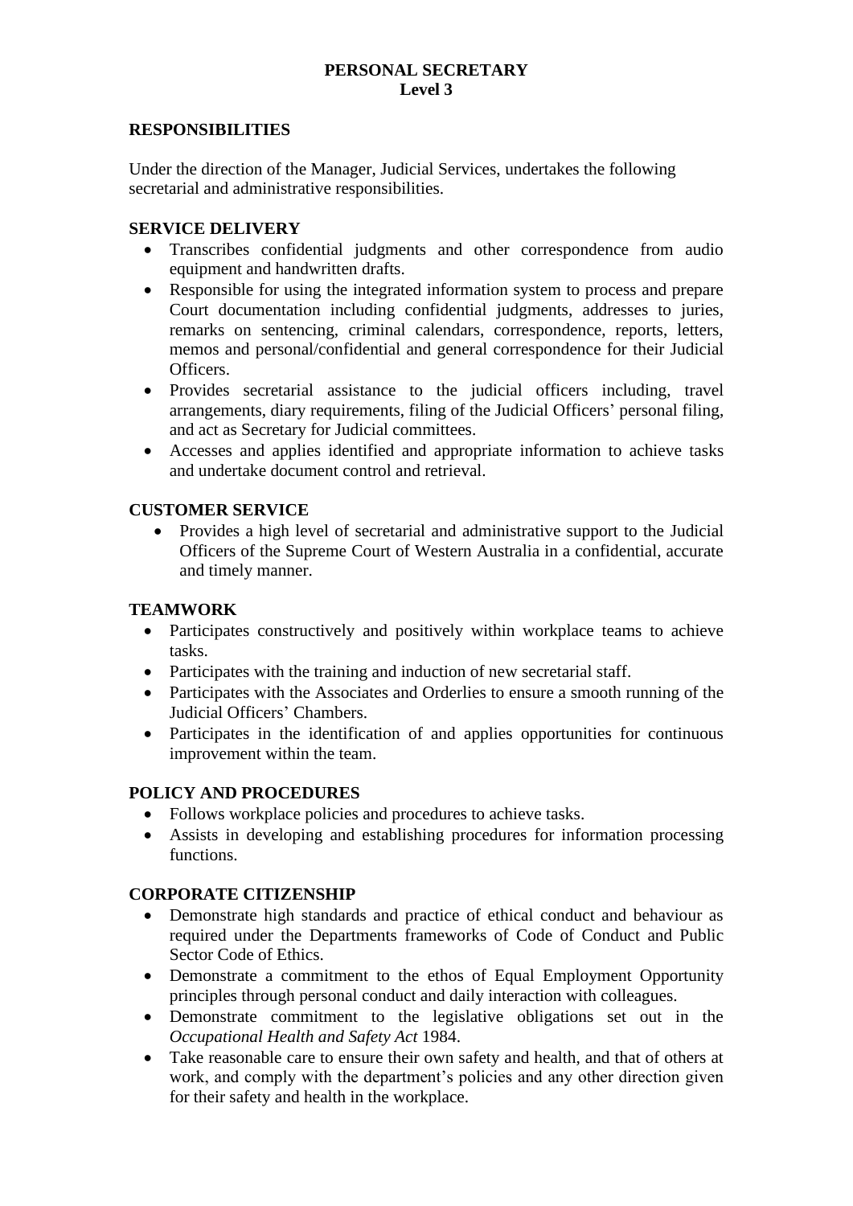**PERSONAL SECRETARY**
**Level 3**

## RESPONSIBILITIES

Under the direction of the Manager, Judicial Services, undertakes the following secretarial and administrative responsibilities.

### SERVICE DELIVERY

- Transcribes confidential judgments and other correspondence from audio equipment and handwritten drafts.
- Responsible for using the integrated information system to process and prepare Court documentation including confidential judgments, addresses to juries, remarks on sentencing, criminal calendars, correspondence, reports, letters, memos and personal/confidential and general correspondence for their Judicial Officers.
- Provides secretarial assistance to the judicial officers including, travel arrangements, diary requirements, filing of the Judicial Officers' personal filing, and act as Secretary for Judicial committees.
- Accesses and applies identified and appropriate information to achieve tasks and undertake document control and retrieval.

### CUSTOMER SERVICE

- Provides a high level of secretarial and administrative support to the Judicial Officers of the Supreme Court of Western Australia in a confidential, accurate and timely manner.

### TEAMWORK

- Participates constructively and positively within workplace teams to achieve tasks.
- Participates with the training and induction of new secretarial staff.
- Participates with the Associates and Orderlies to ensure a smooth running of the Judicial Officers' Chambers.
- Participates in the identification of and applies opportunities for continuous improvement within the team.

### POLICY AND PROCEDURES

- Follows workplace policies and procedures to achieve tasks.
- Assists in developing and establishing procedures for information processing functions.

### CORPORATE CITIZENSHIP

- Demonstrate high standards and practice of ethical conduct and behaviour as required under the Departments frameworks of Code of Conduct and Public Sector Code of Ethics.
- Demonstrate a commitment to the ethos of Equal Employment Opportunity principles through personal conduct and daily interaction with colleagues.
- Demonstrate commitment to the legislative obligations set out in the *Occupational Health and Safety Act* 1984.
- Take reasonable care to ensure their own safety and health, and that of others at work, and comply with the department's policies and any other direction given for their safety and health in the workplace.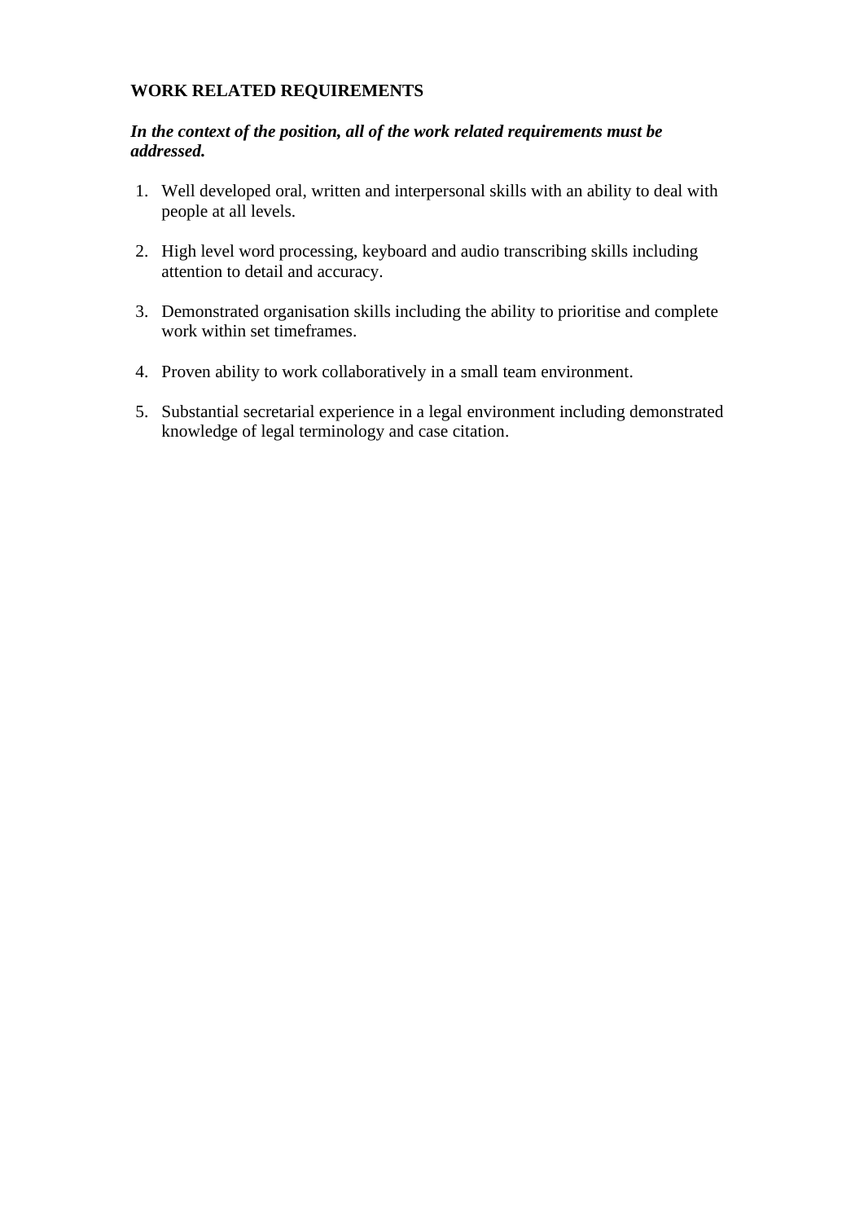**WORK RELATED REQUIREMENTS**

***In the context of the position, all of the work related requirements must be addressed.***

1. Well developed oral, written and interpersonal skills with an ability to deal with people at all levels.

2. High level word processing, keyboard and audio transcribing skills including attention to detail and accuracy.

3. Demonstrated organisation skills including the ability to prioritise and complete work within set timeframes.

4. Proven ability to work collaboratively in a small team environment.

5. Substantial secretarial experience in a legal environment including demonstrated knowledge of legal terminology and case citation.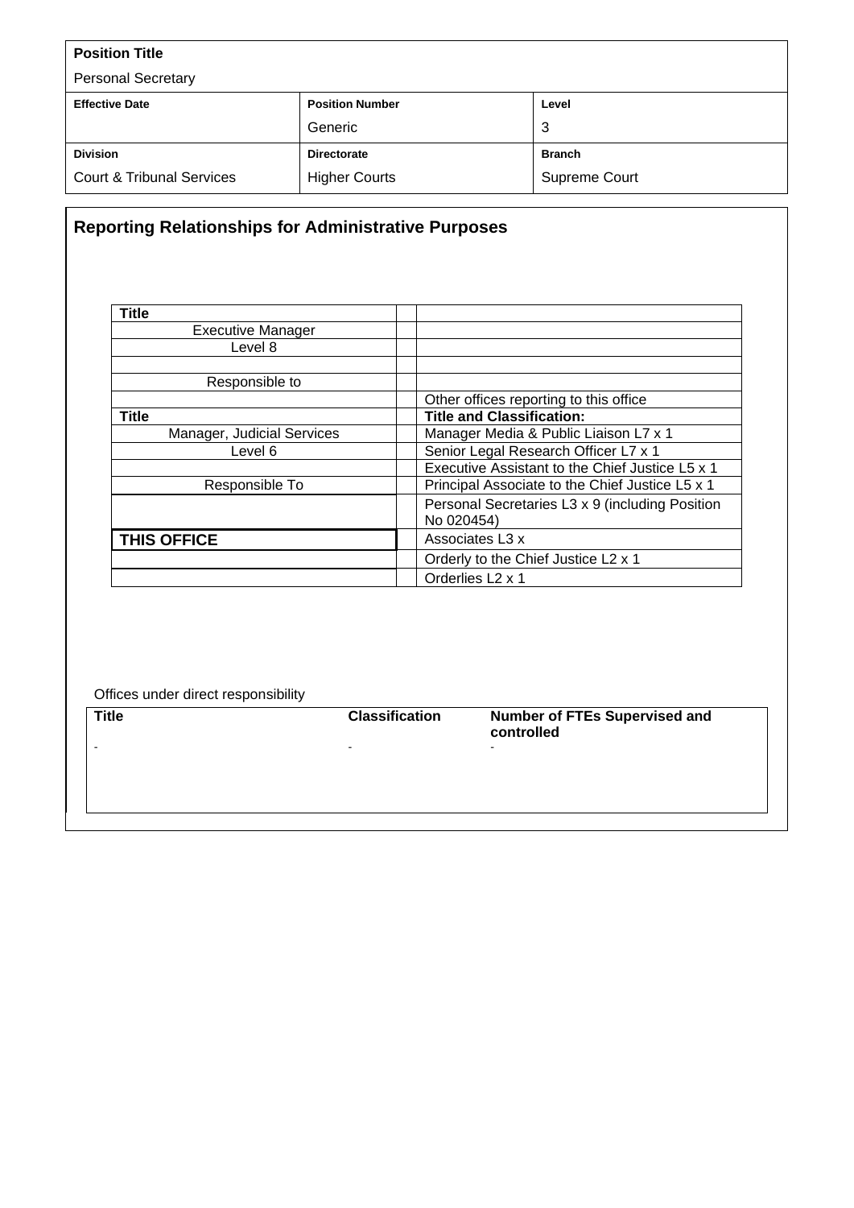| Position Title | | |
|---|---|---|
| Personal Secretary | | |
| **Effective Date** | **Position Number** | **Level** |
| | Generic | 3 |
| **Division** | **Directorate** | **Branch** |
| Court & Tribunal Services | Higher Courts | Supreme Court |

## Reporting Relationships for Administrative Purposes

| | | |
|---|---|---|
| **Title** | | |
| Executive Manager | | |
| Level 8 | | |
| | | |
| Responsible to | | |
| | | Other offices reporting to this office |
| **Title** | | **Title and Classification:** |
| Manager, Judicial Services | | Manager Media & Public Liaison L7 x 1 |
| Level 6 | | Senior Legal Research Officer L7 x 1 |
| | | Executive Assistant to the Chief Justice L5 x 1 |
| Responsible To | | Principal Associate to the Chief Justice L5 x 1 |
| | | Personal Secretaries L3 x 9 (including Position No 020454) |
| **THIS OFFICE** | | Associates L3 x |
| | | Orderly to the Chief Justice L2 x 1 |
| | | Orderlies L2 x 1 |

Offices under direct responsibility

| Title | Classification | Number of FTEs Supervised and controlled |
|---|---|---|
| - | - | - |